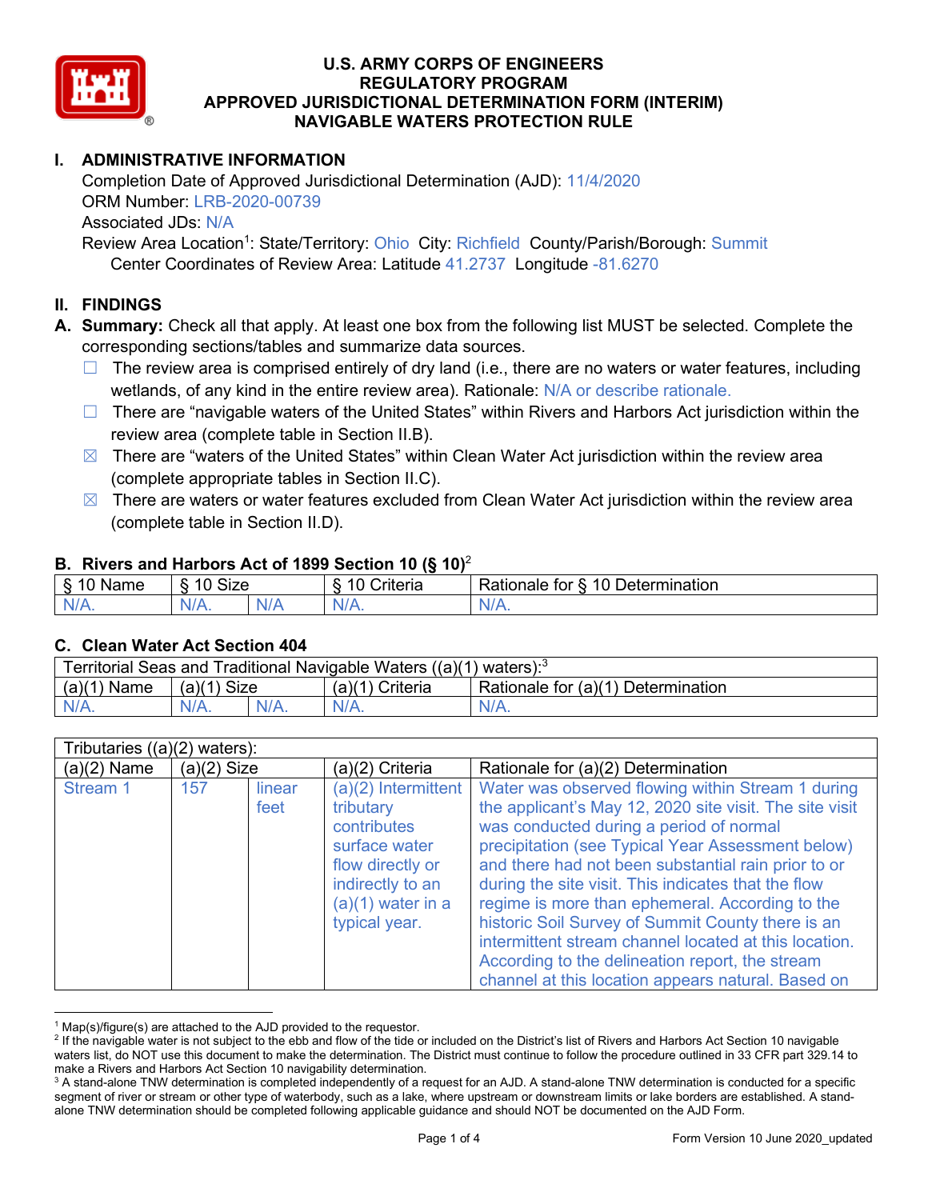# U.S. ARMY CORPS OF ENGINEERS
# REGULATORY PROGRAM
# APPROVED JURISDICTIONAL DETERMINATION FORM (INTERIM)
# NAVIGABLE WATERS PROTECTION RULE

## I. ADMINISTRATIVE INFORMATION

Completion Date of Approved Jurisdictional Determination (AJD): 11/4/2020
ORM Number: LRB-2020-00739
Associated JDs: N/A
Review Area Location[1]: State/Territory: Ohio City: Richfield County/Parish/Borough: Summit
Center Coordinates of Review Area: Latitude 41.2737 Longitude -81.6270

## II. FINDINGS

**A. Summary:** Check all that apply. At least one box from the following list MUST be selected. Complete the corresponding sections/tables and summarize data sources.

- ☐ The review area is comprised entirely of dry land (i.e., there are no waters or water features, including wetlands, of any kind in the entire review area). Rationale: N/A or describe rationale.
- ☐ There are "navigable waters of the United States" within Rivers and Harbors Act jurisdiction within the review area (complete table in Section II.B).
- ☒ There are "waters of the United States" within Clean Water Act jurisdiction within the review area (complete appropriate tables in Section II.C).
- ☒ There are waters or water features excluded from Clean Water Act jurisdiction within the review area (complete table in Section II.D).

### B. Rivers and Harbors Act of 1899 Section 10 (§ 10)[2]

| § 10 Name | § 10 Size | | § 10 Criteria | Rationale for § 10 Determination |
|---|---|---|---|---|
| N/A. | N/A. | N/A | N/A. | N/A. |

### C. Clean Water Act Section 404

| Territorial Seas and Traditional Navigable Waters ((a)(1) waters):[3] | | | | |
|---|---|---|---|---|
| (a)(1) Name | (a)(1) Size | | (a)(1) Criteria | Rationale for (a)(1) Determination |
| N/A. | N/A. | N/A. | N/A. | N/A. |

| Tributaries ((a)(2) waters): | | | | |
|---|---|---|---|---|
| (a)(2) Name | (a)(2) Size | | (a)(2) Criteria | Rationale for (a)(2) Determination |
| Stream 1 | 157 | linear feet | (a)(2) Intermittent tributary contributes surface water flow directly or indirectly to an (a)(1) water in a typical year. | Water was observed flowing within Stream 1 during the applicant's May 12, 2020 site visit. The site visit was conducted during a period of normal precipitation (see Typical Year Assessment below) and there had not been substantial rain prior to or during the site visit. This indicates that the flow regime is more than ephemeral. According to the historic Soil Survey of Summit County there is an intermittent stream channel located at this location. According to the delineation report, the stream channel at this location appears natural. Based on |

[1] Map(s)/figure(s) are attached to the AJD provided to the requestor.
[2] If the navigable water is not subject to the ebb and flow of the tide or included on the District's list of Rivers and Harbors Act Section 10 navigable waters list, do NOT use this document to make the determination. The District must continue to follow the procedure outlined in 33 CFR part 329.14 to make a Rivers and Harbors Act Section 10 navigability determination.
[3] A stand-alone TNW determination is completed independently of a request for an AJD. A stand-alone TNW determination is conducted for a specific segment of river or stream or other type of waterbody, such as a lake, where upstream or downstream limits or lake borders are established. A stand-alone TNW determination should be completed following applicable guidance and should NOT be documented on the AJD Form.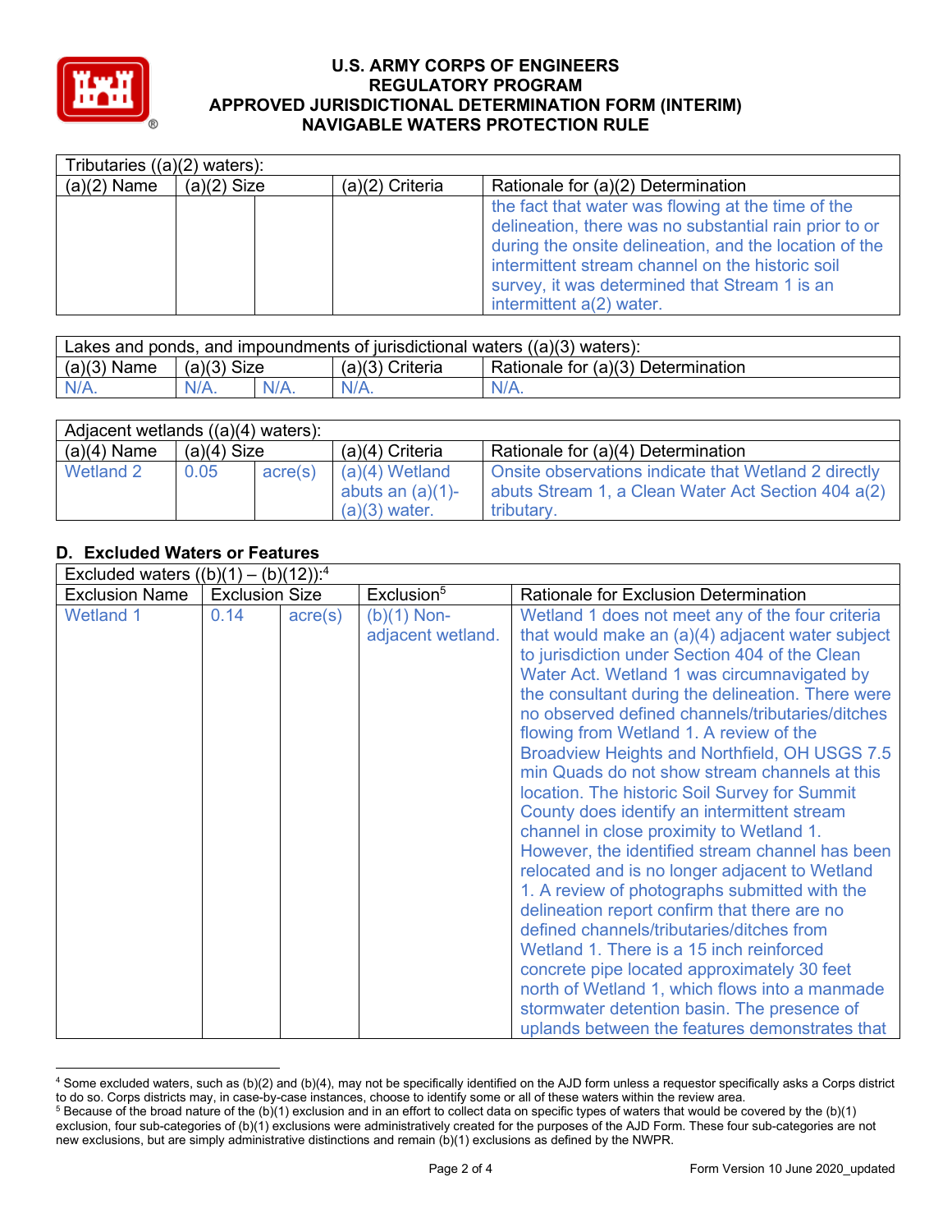| Tributaries ((a)(2) waters): | | | | |
|---|---|---|---|---|
| (a)(2) Name | (a)(2) Size | | (a)(2) Criteria | Rationale for (a)(2) Determination |
| | | | | the fact that water was flowing at the time of the delineation, there was no substantial rain prior to or during the onsite delineation, and the location of the intermittent stream channel on the historic soil survey, it was determined that Stream 1 is an intermittent a(2) water. |

| Lakes and ponds, and impoundments of jurisdictional waters ((a)(3) waters): | | | | |
|---|---|---|---|---|
| (a)(3) Name | (a)(3) Size | | (a)(3) Criteria | Rationale for (a)(3) Determination |
| N/A. | N/A. | N/A. | N/A. | N/A. |

| Adjacent wetlands ((a)(4) waters): | | | | |
|---|---|---|---|---|
| (a)(4) Name | (a)(4) Size | | (a)(4) Criteria | Rationale for (a)(4) Determination |
| Wetland 2 | 0.05 | acre(s) | (a)(4) Wetland abuts an (a)(1)-(a)(3) water. | Onsite observations indicate that Wetland 2 directly abuts Stream 1, a Clean Water Act Section 404 a(2) tributary. |

## D. Excluded Waters or Features

| Excluded waters ((b)(1) – (b)(12)):[4] | | | | |
|---|---|---|---|---|
| Exclusion Name | Exclusion Size | | Exclusion[5] | Rationale for Exclusion Determination |
| Wetland 1 | 0.14 | acre(s) | (b)(1) Non-adjacent wetland. | Wetland 1 does not meet any of the four criteria that would make an (a)(4) adjacent water subject to jurisdiction under Section 404 of the Clean Water Act. Wetland 1 was circumnavigated by the consultant during the delineation. There were no observed defined channels/tributaries/ditches flowing from Wetland 1. A review of the Broadview Heights and Northfield, OH USGS 7.5 min Quads do not show stream channels at this location. The historic Soil Survey for Summit County does identify an intermittent stream channel in close proximity to Wetland 1. However, the identified stream channel has been relocated and is no longer adjacent to Wetland 1. A review of photographs submitted with the delineation report confirm that there are no defined channels/tributaries/ditches from Wetland 1. There is a 15 inch reinforced concrete pipe located approximately 30 feet north of Wetland 1, which flows into a manmade stormwater detention basin. The presence of uplands between the features demonstrates that |

[4] Some excluded waters, such as (b)(2) and (b)(4), may not be specifically identified on the AJD form unless a requestor specifically asks a Corps district to do so. Corps districts may, in case-by-case instances, choose to identify some or all of these waters within the review area.

[5] Because of the broad nature of the (b)(1) exclusion and in an effort to collect data on specific types of waters that would be covered by the (b)(1) exclusion, four sub-categories of (b)(1) exclusions were administratively created for the purposes of the AJD Form. These four sub-categories are not new exclusions, but are simply administrative distinctions and remain (b)(1) exclusions as defined by the NWPR.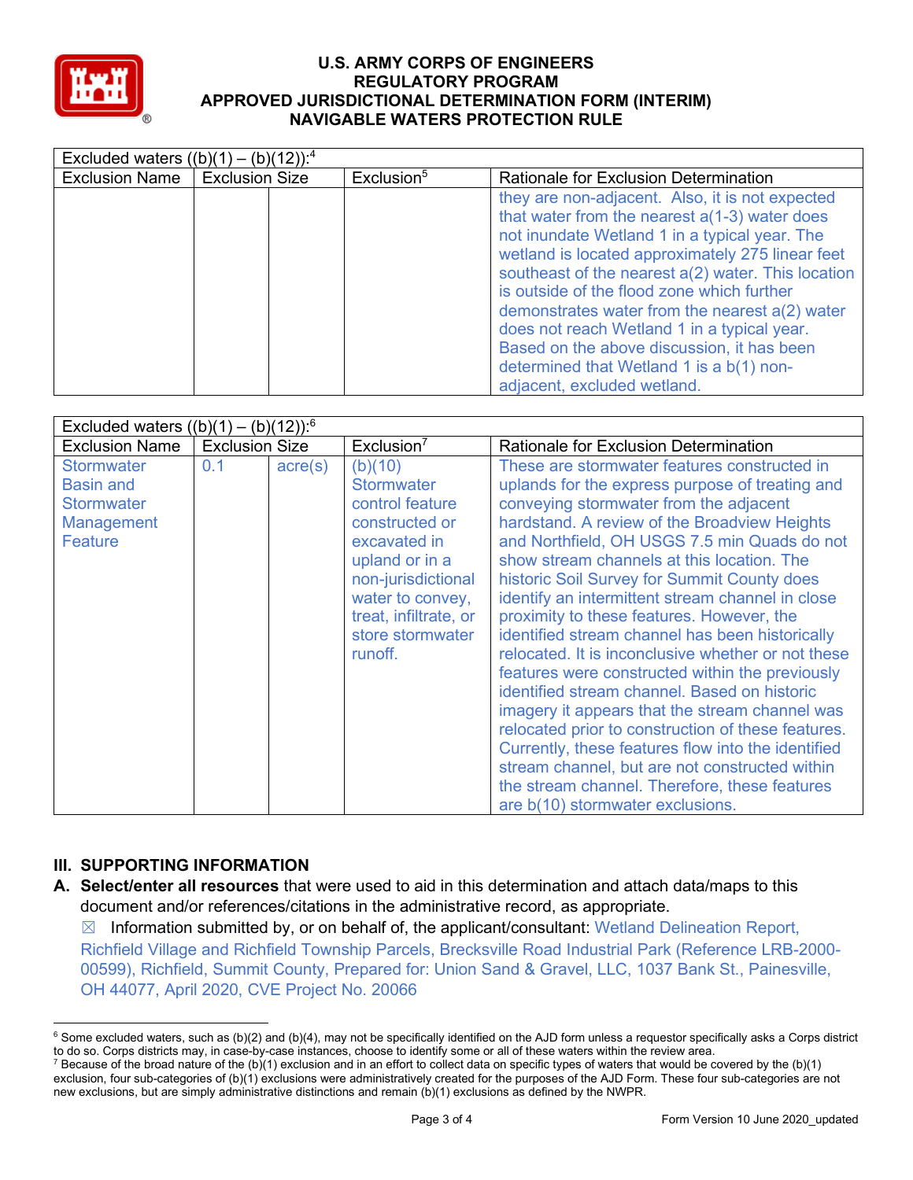| Excluded waters ((b)(1) – (b)(12)):[4] | | | | |
|---|---|---|---|---|
| Exclusion Name | Exclusion Size | | Exclusion[5] | Rationale for Exclusion Determination |
| | | | | they are non-adjacent. Also, it is not expected that water from the nearest a(1-3) water does not inundate Wetland 1 in a typical year. The wetland is located approximately 275 linear feet southeast of the nearest a(2) water. This location is outside of the flood zone which further demonstrates water from the nearest a(2) water does not reach Wetland 1 in a typical year. Based on the above discussion, it has been determined that Wetland 1 is a b(1) non-adjacent, excluded wetland. |

| Excluded waters ((b)(1) – (b)(12)):[6] | | | | |
|---|---|---|---|---|
| Exclusion Name | Exclusion Size | | Exclusion[7] | Rationale for Exclusion Determination |
| Stormwater Basin and Stormwater Management Feature | 0.1 | acre(s) | (b)(10) Stormwater control feature constructed or excavated in upland or in a non-jurisdictional water to convey, treat, infiltrate, or store stormwater runoff. | These are stormwater features constructed in uplands for the express purpose of treating and conveying stormwater from the adjacent hardstand. A review of the Broadview Heights and Northfield, OH USGS 7.5 min Quads do not show stream channels at this location. The historic Soil Survey for Summit County does identify an intermittent stream channel in close proximity to these features. However, the identified stream channel has been historically relocated. It is inconclusive whether or not these features were constructed within the previously identified stream channel. Based on historic imagery it appears that the stream channel was relocated prior to construction of these features. Currently, these features flow into the identified stream channel, but are not constructed within the stream channel. Therefore, these features are b(10) stormwater exclusions. |

## III. SUPPORTING INFORMATION

**A. Select/enter all resources** that were used to aid in this determination and attach data/maps to this document and/or references/citations in the administrative record, as appropriate.

☒ Information submitted by, or on behalf of, the applicant/consultant: Wetland Delineation Report, Richfield Village and Richfield Township Parcels, Brecksville Road Industrial Park (Reference LRB-2000-00599), Richfield, Summit County, Prepared for: Union Sand & Gravel, LLC, 1037 Bank St., Painesville, OH 44077, April 2020, CVE Project No. 20066

---

[6] Some excluded waters, such as (b)(2) and (b)(4), may not be specifically identified on the AJD form unless a requestor specifically asks a Corps district to do so. Corps districts may, in case-by-case instances, choose to identify some or all of these waters within the review area.

[7] Because of the broad nature of the (b)(1) exclusion and in an effort to collect data on specific types of waters that would be covered by the (b)(1) exclusion, four sub-categories of (b)(1) exclusions were administratively created for the purposes of the AJD Form. These four sub-categories are not new exclusions, but are simply administrative distinctions and remain (b)(1) exclusions as defined by the NWPR.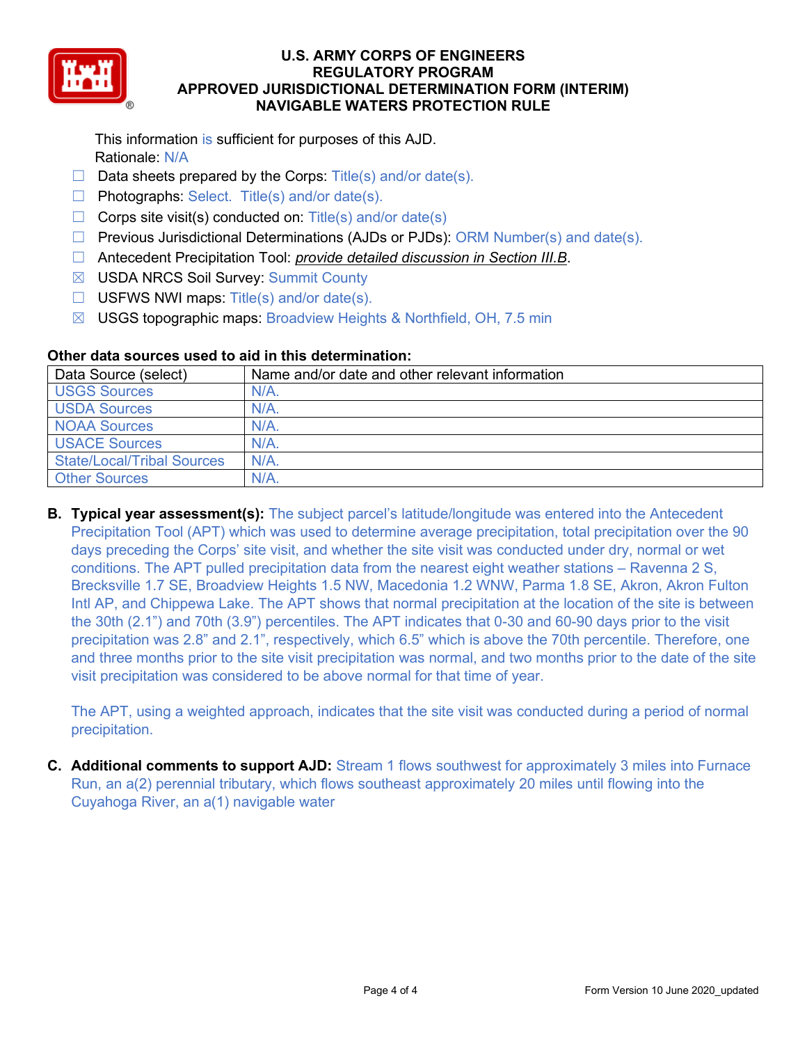# U.S. ARMY CORPS OF ENGINEERS
## REGULATORY PROGRAM
## APPROVED JURISDICTIONAL DETERMINATION FORM (INTERIM)
## NAVIGABLE WATERS PROTECTION RULE

This information is sufficient for purposes of this AJD.
Rationale: N/A

- ☐ Data sheets prepared by the Corps: Title(s) and/or date(s).
- ☐ Photographs: Select. Title(s) and/or date(s).
- ☐ Corps site visit(s) conducted on: Title(s) and/or date(s)
- ☐ Previous Jurisdictional Determinations (AJDs or PJDs): ORM Number(s) and date(s).
- ☐ Antecedent Precipitation Tool: *provide detailed discussion in Section III.B*.
- ☒ USDA NRCS Soil Survey: Summit County
- ☐ USFWS NWI maps: Title(s) and/or date(s).
- ☒ USGS topographic maps: Broadview Heights & Northfield, OH, 7.5 min

**Other data sources used to aid in this determination:**

| Data Source (select) | Name and/or date and other relevant information |
|---|---|
| USGS Sources | N/A. |
| USDA Sources | N/A. |
| NOAA Sources | N/A. |
| USACE Sources | N/A. |
| State/Local/Tribal Sources | N/A. |
| Other Sources | N/A. |

**B. Typical year assessment(s):** The subject parcel's latitude/longitude was entered into the Antecedent Precipitation Tool (APT) which was used to determine average precipitation, total precipitation over the 90 days preceding the Corps' site visit, and whether the site visit was conducted under dry, normal or wet conditions. The APT pulled precipitation data from the nearest eight weather stations – Ravenna 2 S, Brecksville 1.7 SE, Broadview Heights 1.5 NW, Macedonia 1.2 WNW, Parma 1.8 SE, Akron, Akron Fulton Intl AP, and Chippewa Lake. The APT shows that normal precipitation at the location of the site is between the 30th (2.1") and 70th (3.9") percentiles. The APT indicates that 0-30 and 60-90 days prior to the visit precipitation was 2.8" and 2.1", respectively, which 6.5" which is above the 70th percentile. Therefore, one and three months prior to the site visit precipitation was normal, and two months prior to the date of the site visit precipitation was considered to be above normal for that time of year.

The APT, using a weighted approach, indicates that the site visit was conducted during a period of normal precipitation.

**C. Additional comments to support AJD:** Stream 1 flows southwest for approximately 3 miles into Furnace Run, an a(2) perennial tributary, which flows southeast approximately 20 miles until flowing into the Cuyahoga River, an a(1) navigable water